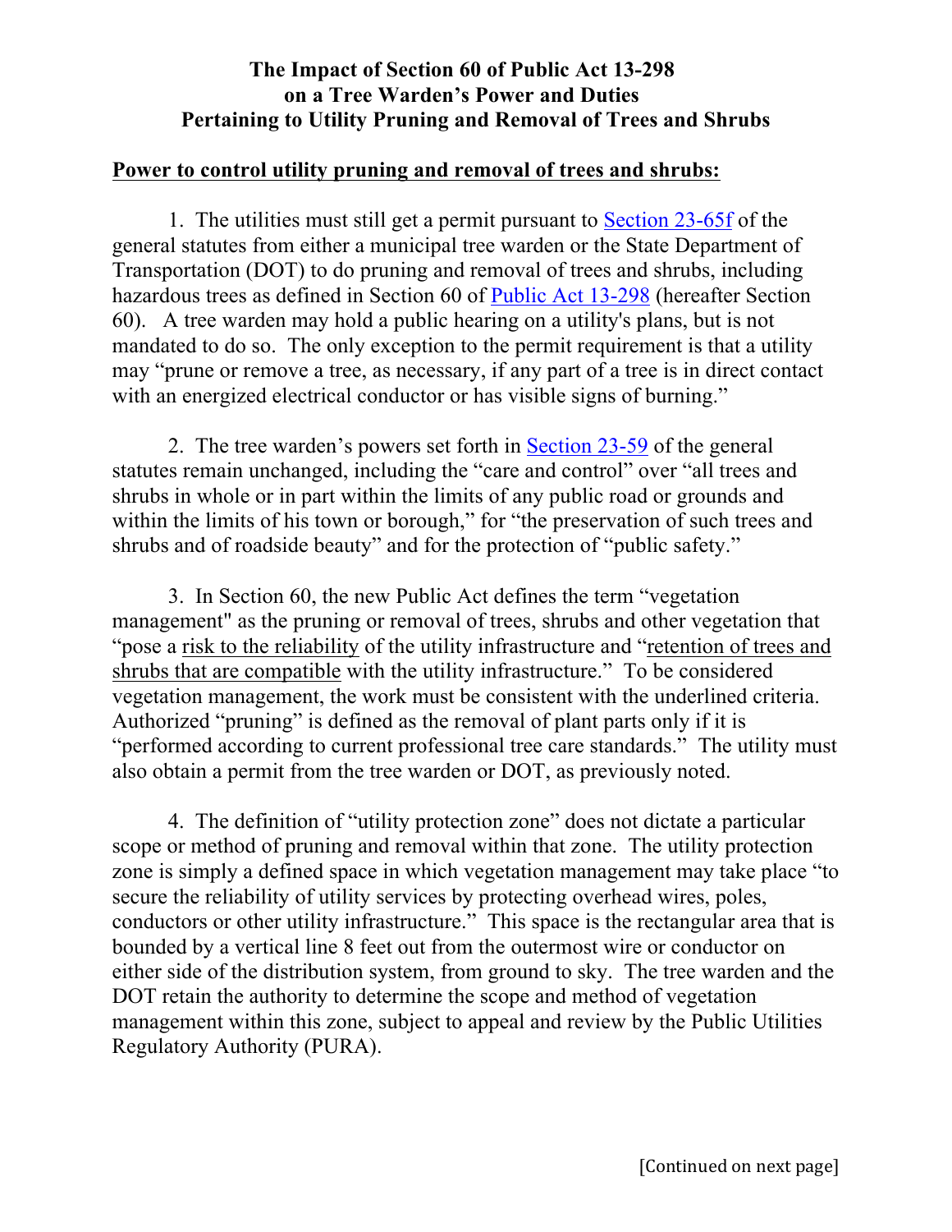# The Impact of Section 60 of Public Act 13-298 on a Tree Warden's Power and Duties Pertaining to Utility Pruning and Removal of Trees and Shrubs

## Power to control utility pruning and removal of trees and shrubs:

1. The utilities must still get a permit pursuant to Section 23-65f of the general statutes from either a municipal tree warden or the State Department of Transportation (DOT) to do pruning and removal of trees and shrubs, including hazardous trees as defined in Section 60 of Public Act 13-298 (hereafter Section 60). A tree warden may hold a public hearing on a utility's plans, but is not mandated to do so. The only exception to the permit requirement is that a utility may "prune or remove a tree, as necessary, if any part of a tree is in direct contact with an energized electrical conductor or has visible signs of burning."

2. The tree warden's powers set forth in Section 23-59 of the general statutes remain unchanged, including the "care and control" over "all trees and shrubs in whole or in part within the limits of any public road or grounds and within the limits of his town or borough," for "the preservation of such trees and shrubs and of roadside beauty" and for the protection of "public safety."

3. In Section 60, the new Public Act defines the term "vegetation management" as the pruning or removal of trees, shrubs and other vegetation that "pose a <u>risk to the reliability</u> of the utility infrastructure and "<u>retention of trees and shrubs that are compatible</u> with the utility infrastructure." To be considered vegetation management, the work must be consistent with the underlined criteria. Authorized "pruning" is defined as the removal of plant parts only if it is "performed according to current professional tree care standards." The utility must also obtain a permit from the tree warden or DOT, as previously noted.

4. The definition of "utility protection zone" does not dictate a particular scope or method of pruning and removal within that zone. The utility protection zone is simply a defined space in which vegetation management may take place "to secure the reliability of utility services by protecting overhead wires, poles, conductors or other utility infrastructure." This space is the rectangular area that is bounded by a vertical line 8 feet out from the outermost wire or conductor on either side of the distribution system, from ground to sky. The tree warden and the DOT retain the authority to determine the scope and method of vegetation management within this zone, subject to appeal and review by the Public Utilities Regulatory Authority (PURA).

[Continued on next page]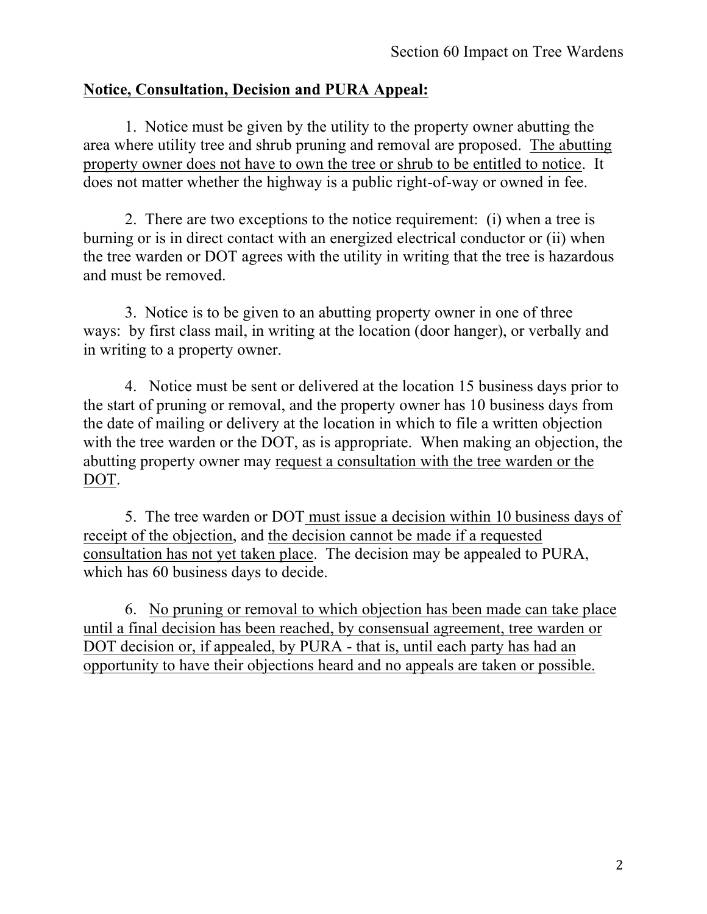## Notice, Consultation, Decision and PURA Appeal:

1. Notice must be given by the utility to the property owner abutting the area where utility tree and shrub pruning and removal are proposed. <u>The abutting property owner does not have to own the tree or shrub to be entitled to notice</u>. It does not matter whether the highway is a public right-of-way or owned in fee.

2. There are two exceptions to the notice requirement: (i) when a tree is burning or is in direct contact with an energized electrical conductor or (ii) when the tree warden or DOT agrees with the utility in writing that the tree is hazardous and must be removed.

3. Notice is to be given to an abutting property owner in one of three ways: by first class mail, in writing at the location (door hanger), or verbally and in writing to a property owner.

4. Notice must be sent or delivered at the location 15 business days prior to the start of pruning or removal, and the property owner has 10 business days from the date of mailing or delivery at the location in which to file a written objection with the tree warden or the DOT, as is appropriate. When making an objection, the abutting property owner may <u>request a consultation with the tree warden or the DOT</u>.

5. The tree warden or DOT <u>must issue a decision within 10 business days of receipt of the objection</u>, and <u>the decision cannot be made if a requested consultation has not yet taken place</u>. The decision may be appealed to PURA, which has 60 business days to decide.

6. <u>No pruning or removal to which objection has been made can take place until a final decision has been reached, by consensual agreement, tree warden or DOT decision or, if appealed, by PURA - that is, until each party has had an opportunity to have their objections heard and no appeals are taken or possible.</u>